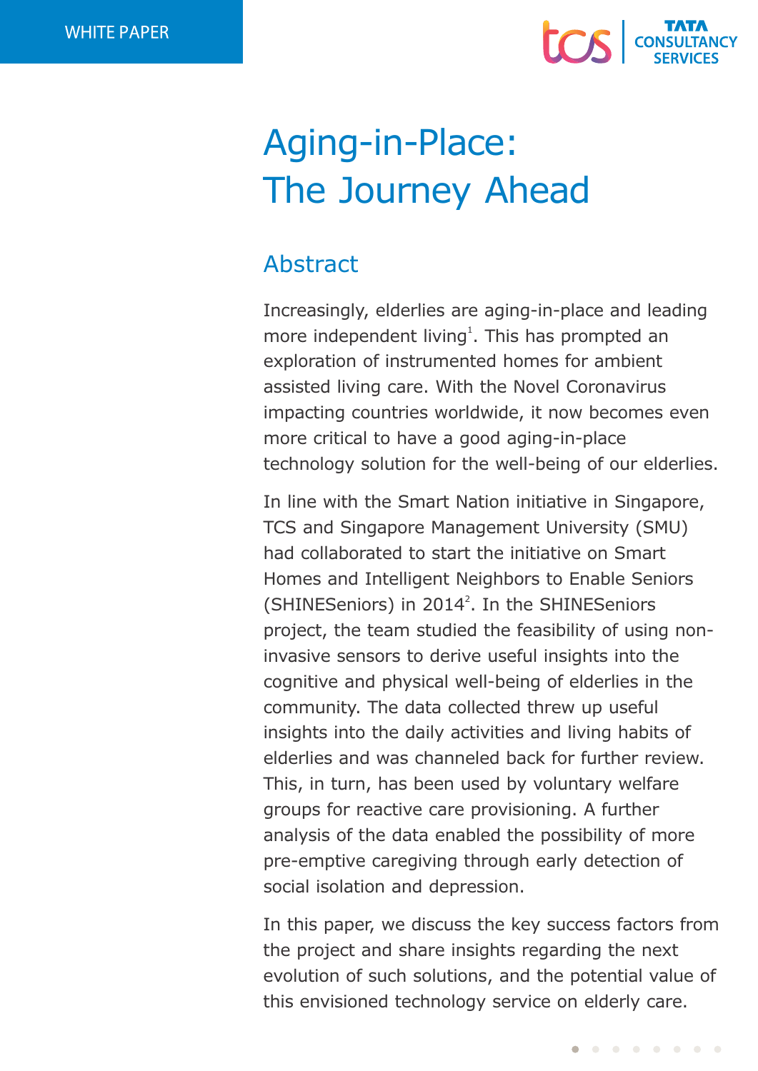WHITE PAPER

# Aging-in-Place: The Journey Ahead

## Abstract

Increasingly, elderlies are aging-in-place and leading more independent living[1]. This has prompted an exploration of instrumented homes for ambient assisted living care. With the Novel Coronavirus impacting countries worldwide, it now becomes even more critical to have a good aging-in-place technology solution for the well-being of our elderlies.

In line with the Smart Nation initiative in Singapore, TCS and Singapore Management University (SMU) had collaborated to start the initiative on Smart Homes and Intelligent Neighbors to Enable Seniors (SHINESeniors) in 2014[2]. In the SHINESeniors project, the team studied the feasibility of using non-invasive sensors to derive useful insights into the cognitive and physical well-being of elderlies in the community. The data collected threw up useful insights into the daily activities and living habits of elderlies and was channeled back for further review. This, in turn, has been used by voluntary welfare groups for reactive care provisioning. A further analysis of the data enabled the possibility of more pre-emptive caregiving through early detection of social isolation and depression.

In this paper, we discuss the key success factors from the project and share insights regarding the next evolution of such solutions, and the potential value of this envisioned technology service on elderly care.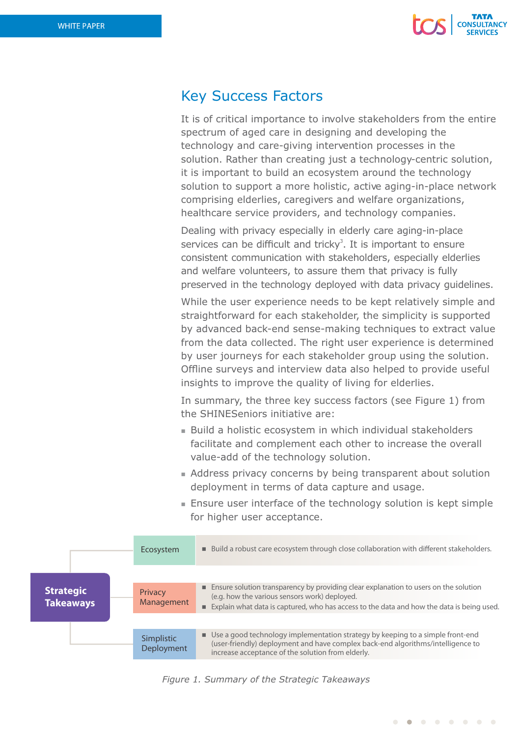## Key Success Factors

It is of critical importance to involve stakeholders from the entire spectrum of aged care in designing and developing the technology and care-giving intervention processes in the solution. Rather than creating just a technology-centric solution, it is important to build an ecosystem around the technology solution to support a more holistic, active aging-in-place network comprising elderlies, caregivers and welfare organizations, healthcare service providers, and technology companies.

Dealing with privacy especially in elderly care aging-in-place services can be difficult and tricky[3]. It is important to ensure consistent communication with stakeholders, especially elderlies and welfare volunteers, to assure them that privacy is fully preserved in the technology deployed with data privacy guidelines.

While the user experience needs to be kept relatively simple and straightforward for each stakeholder, the simplicity is supported by advanced back-end sense-making techniques to extract value from the data collected. The right user experience is determined by user journeys for each stakeholder group using the solution. Offline surveys and interview data also helped to provide useful insights to improve the quality of living for elderlies.

In summary, the three key success factors (see Figure 1) from the SHINESeniors initiative are:

- Build a holistic ecosystem in which individual stakeholders facilitate and complement each other to increase the overall value-add of the technology solution.
- Address privacy concerns by being transparent about solution deployment in terms of data capture and usage.
- Ensure user interface of the technology solution is kept simple for higher user acceptance.

**Strategic Takeaways**

| | |
|---|---|
| Ecosystem | Build a robust care ecosystem through close collaboration with different stakeholders. |
| Privacy Management | Ensure solution transparency by providing clear explanation to users on the solution (e.g. how the various sensors work) deployed.<br>Explain what data is captured, who has access to the data and how the data is being used. |
| Simplistic Deployment | Use a good technology implementation strategy by keeping to a simple front-end (user-friendly) deployment and have complex back-end algorithms/intelligence to increase acceptance of the solution from elderly. |

*Figure 1. Summary of the Strategic Takeaways*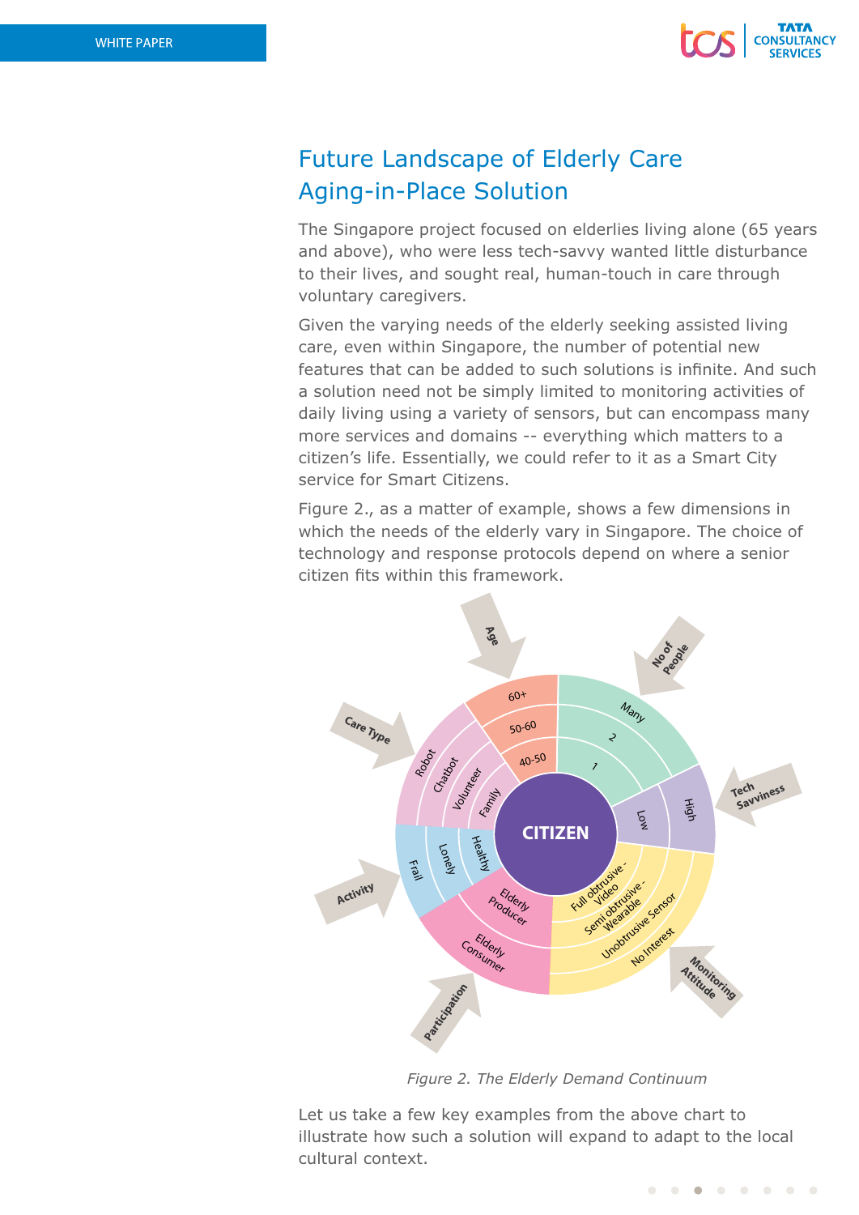# Future Landscape of Elderly Care Aging-in-Place Solution

The Singapore project focused on elderlies living alone (65 years and above), who were less tech-savvy wanted little disturbance to their lives, and sought real, human-touch in care through voluntary caregivers.

Given the varying needs of the elderly seeking assisted living care, even within Singapore, the number of potential new features that can be added to such solutions is infinite. And such a solution need not be simply limited to monitoring activities of daily living using a variety of sensors, but can encompass many more services and domains -- everything which matters to a citizen's life. Essentially, we could refer to it as a Smart City service for Smart Citizens.

Figure 2., as a matter of example, shows a few dimensions in which the needs of the elderly vary in Singapore. The choice of technology and response protocols depend on where a senior citizen fits within this framework.

*Figure 2. The Elderly Demand Continuum*

Let us take a few key examples from the above chart to illustrate how such a solution will expand to adapt to the local cultural context.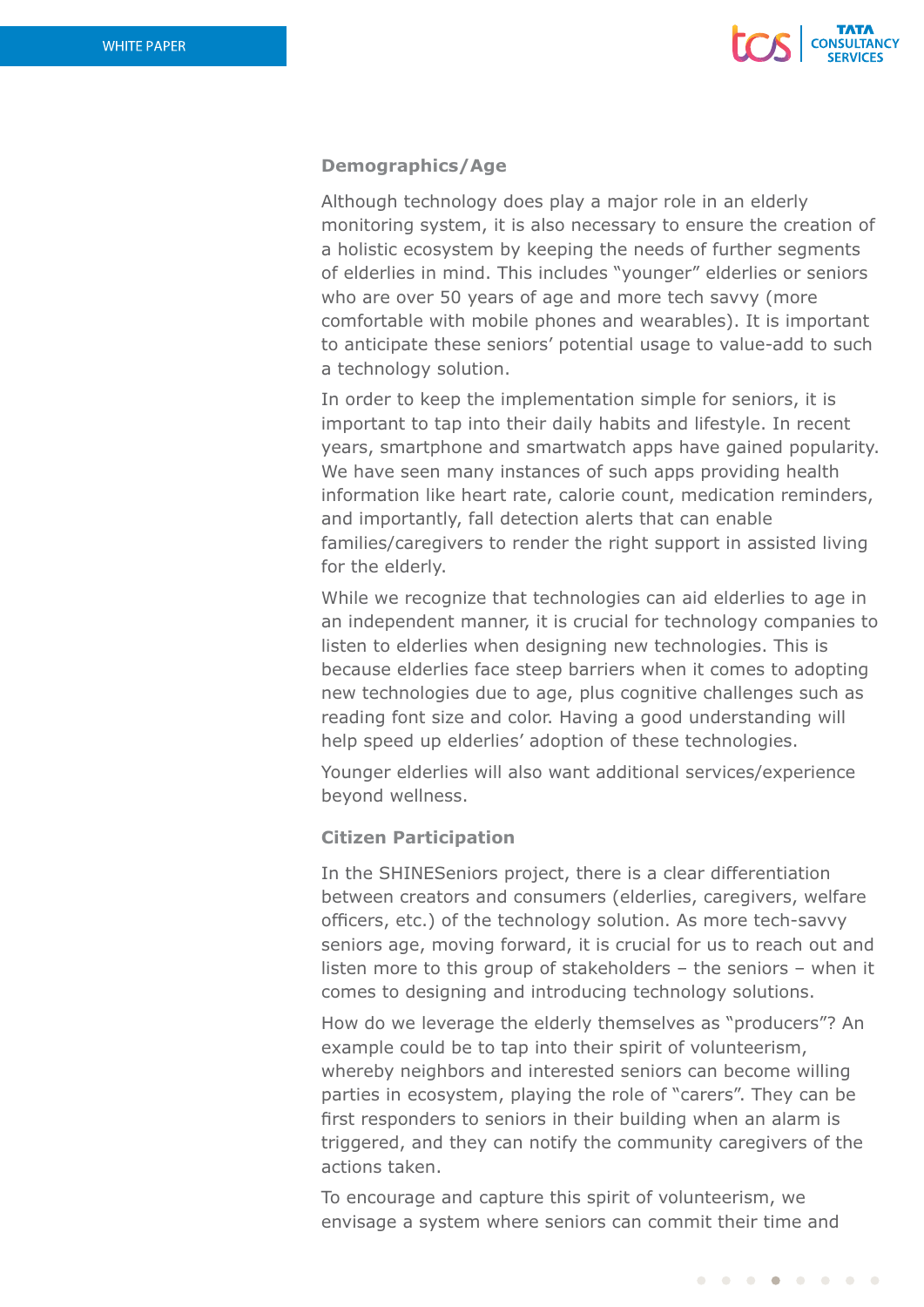### Demographics/Age

Although technology does play a major role in an elderly monitoring system, it is also necessary to ensure the creation of a holistic ecosystem by keeping the needs of further segments of elderlies in mind. This includes "younger" elderlies or seniors who are over 50 years of age and more tech savvy (more comfortable with mobile phones and wearables). It is important to anticipate these seniors' potential usage to value-add to such a technology solution.

In order to keep the implementation simple for seniors, it is important to tap into their daily habits and lifestyle. In recent years, smartphone and smartwatch apps have gained popularity. We have seen many instances of such apps providing health information like heart rate, calorie count, medication reminders, and importantly, fall detection alerts that can enable families/caregivers to render the right support in assisted living for the elderly.

While we recognize that technologies can aid elderlies to age in an independent manner, it is crucial for technology companies to listen to elderlies when designing new technologies. This is because elderlies face steep barriers when it comes to adopting new technologies due to age, plus cognitive challenges such as reading font size and color. Having a good understanding will help speed up elderlies' adoption of these technologies.

Younger elderlies will also want additional services/experience beyond wellness.

### Citizen Participation

In the SHINESeniors project, there is a clear differentiation between creators and consumers (elderlies, caregivers, welfare officers, etc.) of the technology solution. As more tech-savvy seniors age, moving forward, it is crucial for us to reach out and listen more to this group of stakeholders – the seniors – when it comes to designing and introducing technology solutions.

How do we leverage the elderly themselves as "producers"? An example could be to tap into their spirit of volunteerism, whereby neighbors and interested seniors can become willing parties in ecosystem, playing the role of "carers". They can be first responders to seniors in their building when an alarm is triggered, and they can notify the community caregivers of the actions taken.

To encourage and capture this spirit of volunteerism, we envisage a system where seniors can commit their time and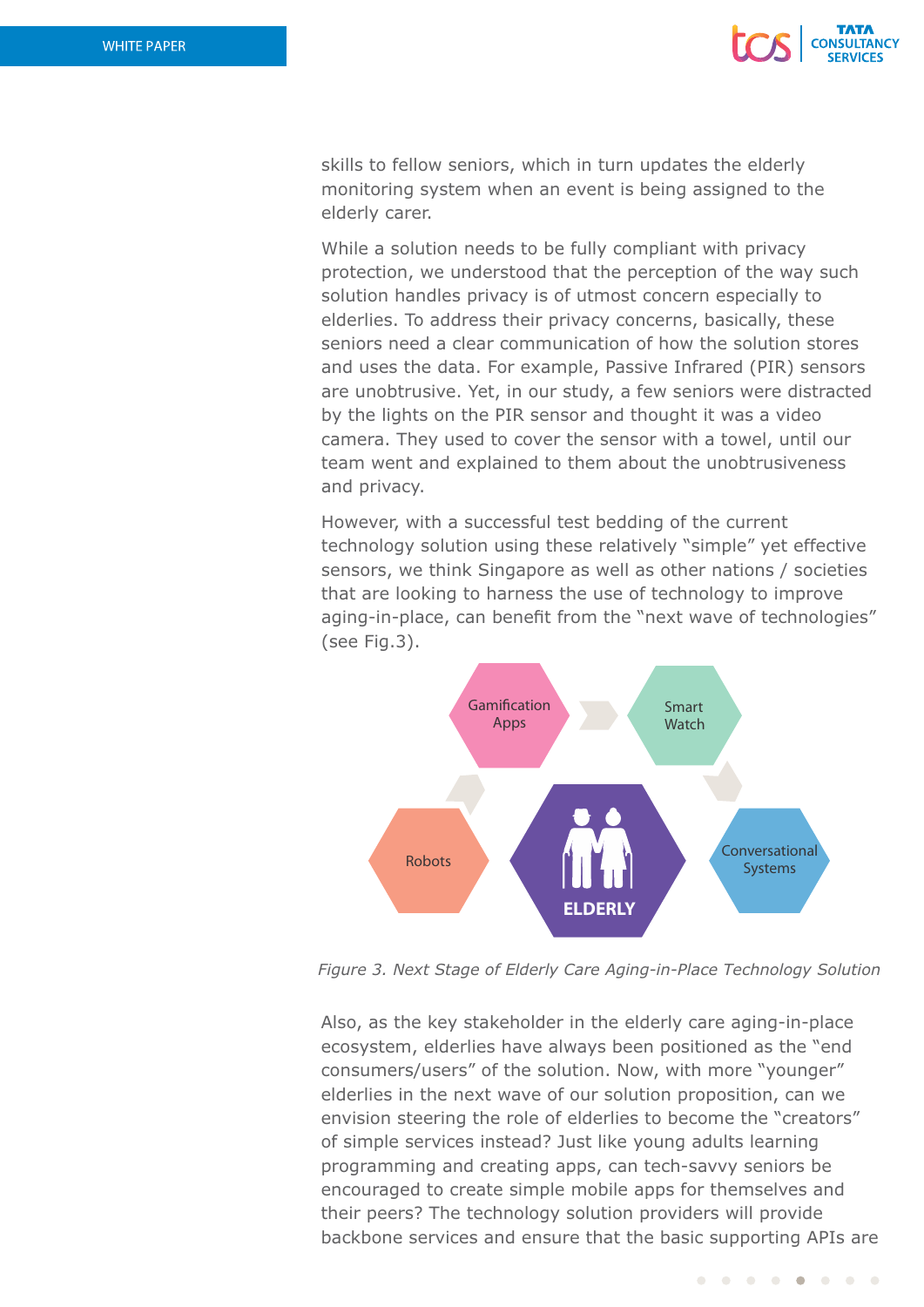skills to fellow seniors, which in turn updates the elderly monitoring system when an event is being assigned to the elderly carer.

While a solution needs to be fully compliant with privacy protection, we understood that the perception of the way such solution handles privacy is of utmost concern especially to elderlies. To address their privacy concerns, basically, these seniors need a clear communication of how the solution stores and uses the data. For example, Passive Infrared (PIR) sensors are unobtrusive. Yet, in our study, a few seniors were distracted by the lights on the PIR sensor and thought it was a video camera. They used to cover the sensor with a towel, until our team went and explained to them about the unobtrusiveness and privacy.

However, with a successful test bedding of the current technology solution using these relatively "simple" yet effective sensors, we think Singapore as well as other nations / societies that are looking to harness the use of technology to improve aging-in-place, can benefit from the "next wave of technologies" (see Fig.3).

Gamification Apps

Smart Watch

Robots

ELDERLY

Conversational Systems

*Figure 3. Next Stage of Elderly Care Aging-in-Place Technology Solution*

Also, as the key stakeholder in the elderly care aging-in-place ecosystem, elderlies have always been positioned as the "end consumers/users" of the solution. Now, with more "younger" elderlies in the next wave of our solution proposition, can we envision steering the role of elderlies to become the "creators" of simple services instead? Just like young adults learning programming and creating apps, can tech-savvy seniors be encouraged to create simple mobile apps for themselves and their peers? The technology solution providers will provide backbone services and ensure that the basic supporting APIs are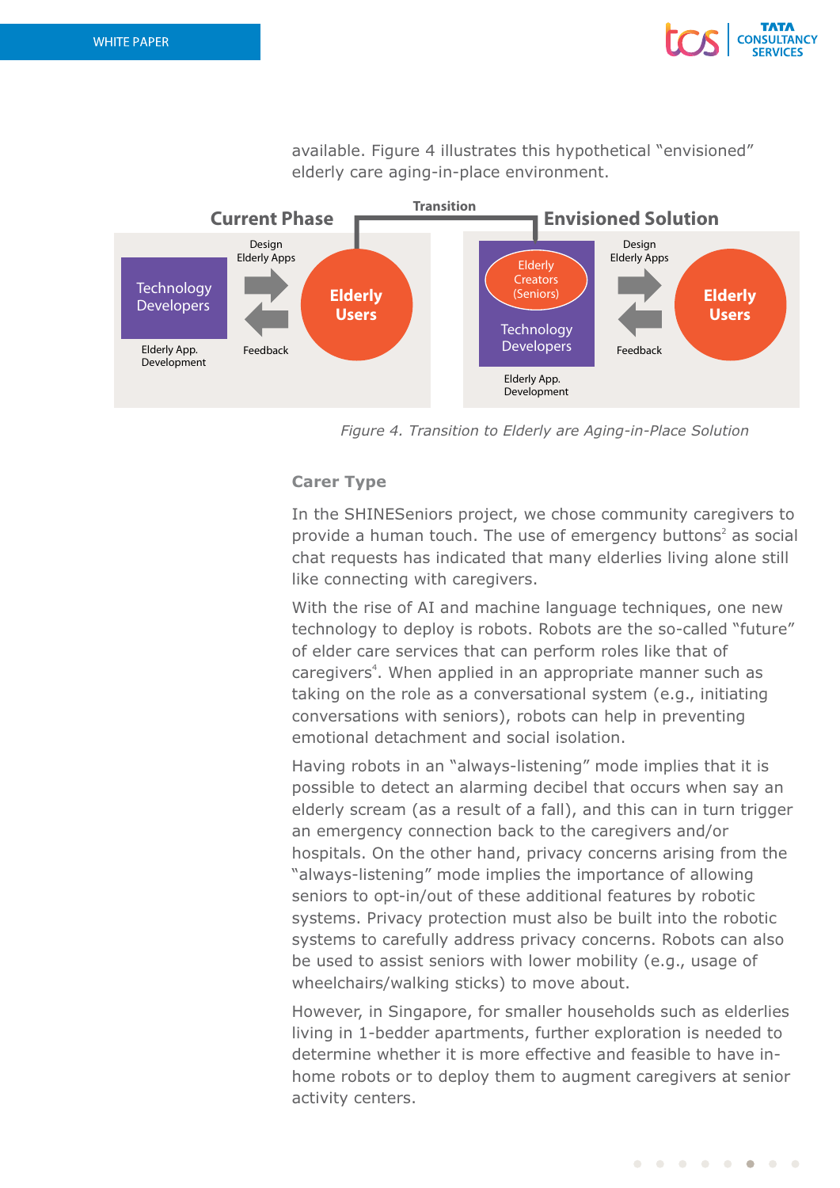available. Figure 4 illustrates this hypothetical "envisioned" elderly care aging-in-place environment.

*Figure 4. Transition to Elderly are Aging-in-Place Solution*

### Carer Type

In the SHINESeniors project, we chose community caregivers to provide a human touch. The use of emergency buttons[2] as social chat requests has indicated that many elderlies living alone still like connecting with caregivers.

With the rise of AI and machine language techniques, one new technology to deploy is robots. Robots are the so-called "future" of elder care services that can perform roles like that of caregivers[4]. When applied in an appropriate manner such as taking on the role as a conversational system (e.g., initiating conversations with seniors), robots can help in preventing emotional detachment and social isolation.

Having robots in an "always-listening" mode implies that it is possible to detect an alarming decibel that occurs when say an elderly scream (as a result of a fall), and this can in turn trigger an emergency connection back to the caregivers and/or hospitals. On the other hand, privacy concerns arising from the "always-listening" mode implies the importance of allowing seniors to opt-in/out of these additional features by robotic systems. Privacy protection must also be built into the robotic systems to carefully address privacy concerns. Robots can also be used to assist seniors with lower mobility (e.g., usage of wheelchairs/walking sticks) to move about.

However, in Singapore, for smaller households such as elderlies living in 1-bedder apartments, further exploration is needed to determine whether it is more effective and feasible to have in-home robots or to deploy them to augment caregivers at senior activity centers.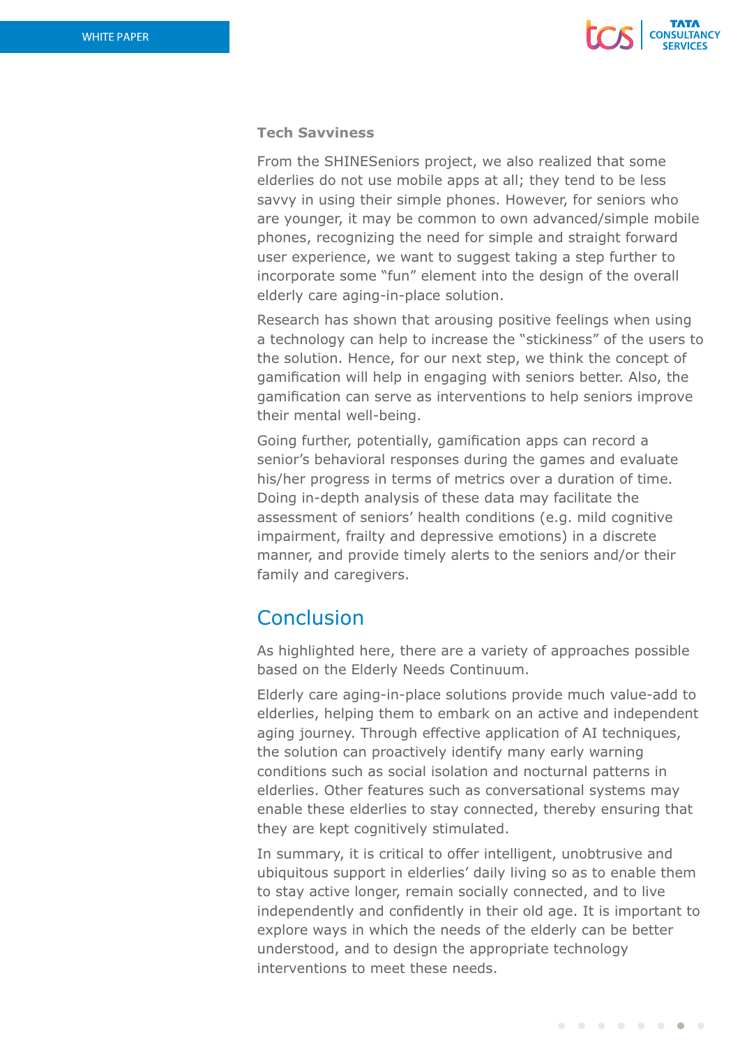### Tech Savviness

From the SHINESeniors project, we also realized that some elderlies do not use mobile apps at all; they tend to be less savvy in using their simple phones. However, for seniors who are younger, it may be common to own advanced/simple mobile phones, recognizing the need for simple and straight forward user experience, we want to suggest taking a step further to incorporate some "fun" element into the design of the overall elderly care aging-in-place solution.

Research has shown that arousing positive feelings when using a technology can help to increase the "stickiness" of the users to the solution. Hence, for our next step, we think the concept of gamification will help in engaging with seniors better. Also, the gamification can serve as interventions to help seniors improve their mental well-being.

Going further, potentially, gamification apps can record a senior's behavioral responses during the games and evaluate his/her progress in terms of metrics over a duration of time. Doing in-depth analysis of these data may facilitate the assessment of seniors' health conditions (e.g. mild cognitive impairment, frailty and depressive emotions) in a discrete manner, and provide timely alerts to the seniors and/or their family and caregivers.

## Conclusion

As highlighted here, there are a variety of approaches possible based on the Elderly Needs Continuum.

Elderly care aging-in-place solutions provide much value-add to elderlies, helping them to embark on an active and independent aging journey. Through effective application of AI techniques, the solution can proactively identify many early warning conditions such as social isolation and nocturnal patterns in elderlies. Other features such as conversational systems may enable these elderlies to stay connected, thereby ensuring that they are kept cognitively stimulated.

In summary, it is critical to offer intelligent, unobtrusive and ubiquitous support in elderlies' daily living so as to enable them to stay active longer, remain socially connected, and to live independently and confidently in their old age. It is important to explore ways in which the needs of the elderly can be better understood, and to design the appropriate technology interventions to meet these needs.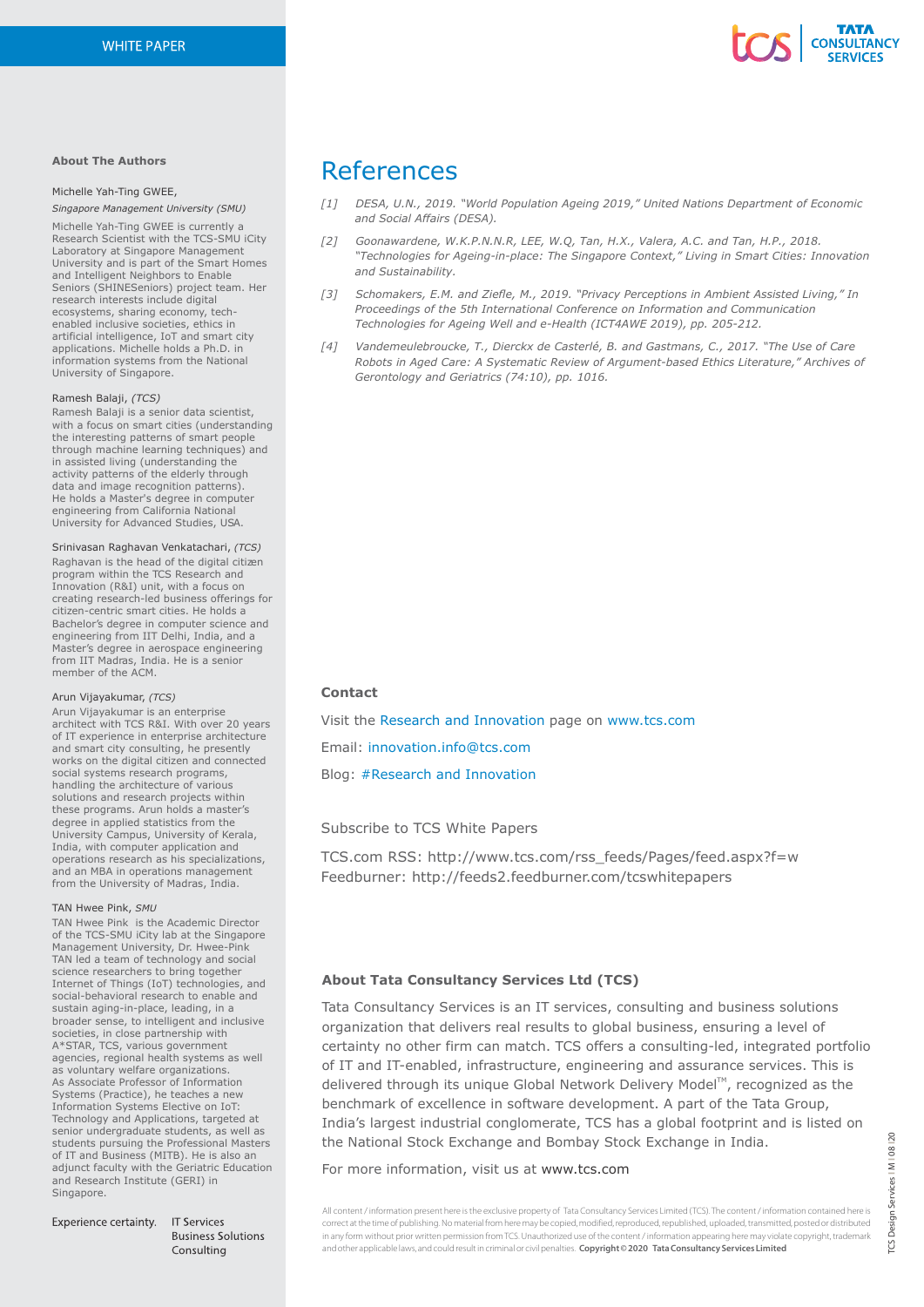## About The Authors

**Michelle Yah-Ting GWEE,**
*Singapore Management University (SMU)*

Michelle Yah-Ting GWEE is currently a Research Scientist with the TCS-SMU iCity Laboratory at Singapore Management University and is part of the Smart Homes and Intelligent Neighbors to Enable Seniors (SHINESeniors) project team. Her research interests include digital ecosystems, sharing economy, tech-enabled inclusive societies, ethics in artificial intelligence, IoT and smart city applications. Michelle holds a Ph.D. in information systems from the National University of Singapore.

**Ramesh Balaji,** *(TCS)*

Ramesh Balaji is a senior data scientist, with a focus on smart cities (understanding the interesting patterns of smart people through machine learning techniques) and in assisted living (understanding the activity patterns of the elderly through data and image recognition patterns). He holds a Master's degree in computer engineering from California National University for Advanced Studies, USA.

**Srinivasan Raghavan Venkatachari,** *(TCS)*

Raghavan is the head of the digital citizen program within the TCS Research and Innovation (R&I) unit, with a focus on creating research-led business offerings for citizen-centric smart cities. He holds a Bachelor's degree in computer science and engineering from IIT Delhi, India, and a Master's degree in aerospace engineering from IIT Madras, India. He is a senior member of the ACM.

**Arun Vijayakumar,** *(TCS)*

Arun Vijayakumar is an enterprise architect with TCS R&I. With over 20 years of IT experience in enterprise architecture and smart city consulting, he presently works on the digital citizen and connected social systems research programs, handling the architecture of various solutions and research projects within these programs. Arun holds a master's degree in applied statistics from the University Campus, University of Kerala, India, with computer application and operations research as his specializations, and an MBA in operations management from the University of Madras, India.

**TAN Hwee Pink,** *SMU*

TAN Hwee Pink is the Academic Director of the TCS-SMU iCity lab at the Singapore Management University, Dr. Hwee-Pink TAN led a team of technology and social science researchers to bring together Internet of Things (IoT) technologies, and social-behavioral research to enable and sustain aging-in-place, leading, in a broader sense, to intelligent and inclusive societies, in close partnership with A*STAR, TCS, various government agencies, regional health systems as well as voluntary welfare organizations. As Associate Professor of Information Systems (Practice), he teaches a new Information Systems Elective on IoT: Technology and Applications, targeted at senior undergraduate students, as well as students pursuing the Professional Masters of IT and Business (MITB). He is also an adjunct faculty with the Geriatric Education and Research Institute (GERI) in Singapore.

# References

[1] *DESA, U.N., 2019. "World Population Ageing 2019," United Nations Department of Economic and Social Affairs (DESA).*

[2] *Goonawardene, W.K.P.N.N.R, LEE, W.Q, Tan, H.X., Valera, A.C. and Tan, H.P., 2018. "Technologies for Ageing-in-place: The Singapore Context," Living in Smart Cities: Innovation and Sustainability.*

[3] *Schomakers, E.M. and Ziefle, M., 2019. "Privacy Perceptions in Ambient Assisted Living," In Proceedings of the 5th International Conference on Information and Communication Technologies for Ageing Well and e-Health (ICT4AWE 2019), pp. 205-212.*

[4] *Vandemeulebroucke, T., Dierckx de Casterlé, B. and Gastmans, C., 2017. "The Use of Care Robots in Aged Care: A Systematic Review of Argument-based Ethics Literature," Archives of Gerontology and Geriatrics (74:10), pp. 1016.*

**Contact**

Visit the Research and Innovation page on www.tcs.com

Email: innovation.info@tcs.com

Blog: #Research and Innovation

Subscribe to TCS White Papers

TCS.com RSS: http://www.tcs.com/rss_feeds/Pages/feed.aspx?f=w
Feedburner: http://feeds2.feedburner.com/tcswhitepapers

**About Tata Consultancy Services Ltd (TCS)**

Tata Consultancy Services is an IT services, consulting and business solutions organization that delivers real results to global business, ensuring a level of certainty no other firm can match. TCS offers a consulting-led, integrated portfolio of IT and IT-enabled, infrastructure, engineering and assurance services. This is delivered through its unique Global Network Delivery Model™, recognized as the benchmark of excellence in software development. A part of the Tata Group, India's largest industrial conglomerate, TCS has a global footprint and is listed on the National Stock Exchange and Bombay Stock Exchange in India.

For more information, visit us at www.tcs.com

All content / information present here is the exclusive property of Tata Consultancy Services Limited (TCS). The content / information contained here is correct at the time of publishing. No material from here may be copied, modified, reproduced, republished, uploaded, transmitted, posted or distributed in any form without prior written permission from TCS. Unauthorized use of the content / information appearing here may violate copyright, trademark and other applicable laws, and could result in criminal or civil penalties. **Copyright © 2020 Tata Consultancy Services Limited**

Experience certainty. IT Services
Business Solutions
Consulting

TCS Design Services | M | 08 | 20